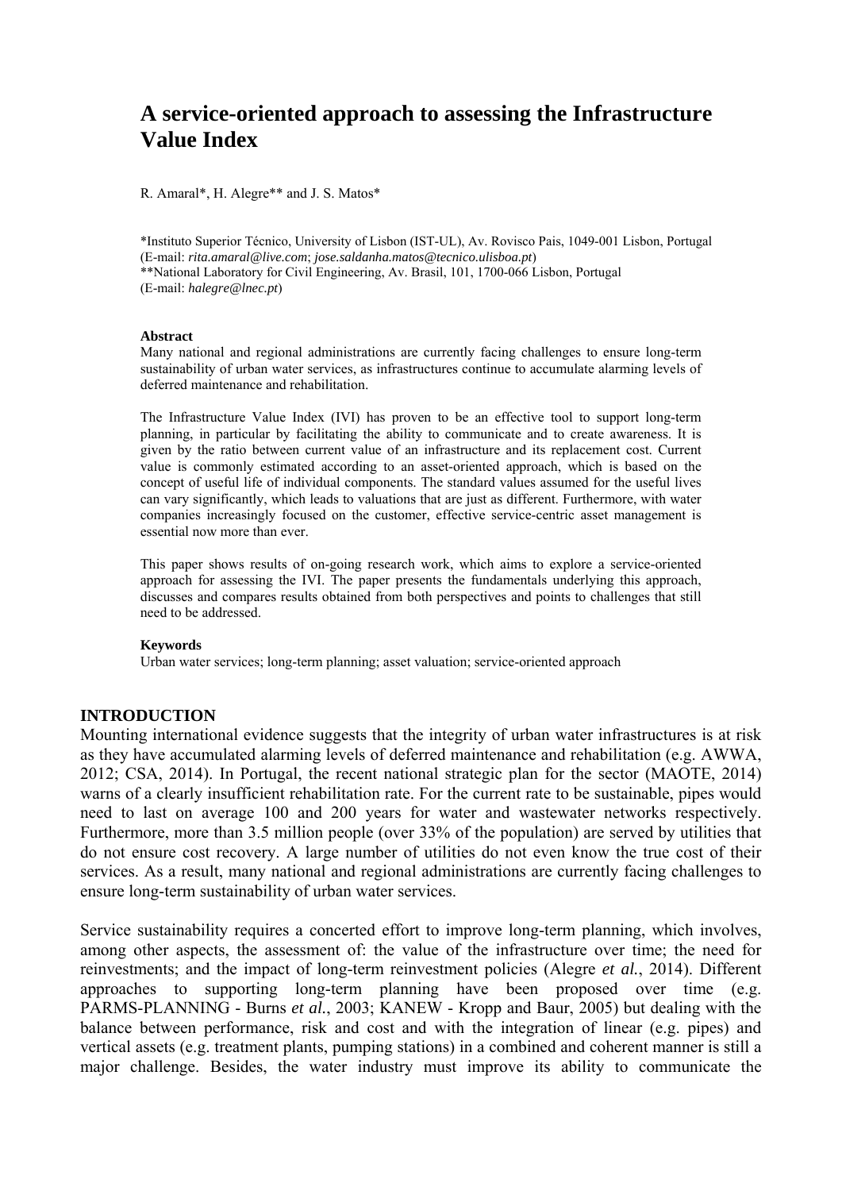# A service-oriented approach to assessing the Infrastructure Value Index

R. Amaral*, H. Alegre** and J. S. Matos*

*Instituto Superior Técnico, University of Lisbon (IST-UL), Av. Rovisco Pais, 1049-001 Lisbon, Portugal
(E-mail: *rita.amaral@live.com*; *jose.saldanha.matos@tecnico.ulisboa.pt*)
**National Laboratory for Civil Engineering, Av. Brasil, 101, 1700-066 Lisbon, Portugal
(E-mail: *halegre@lnec.pt*)

**Abstract**

Many national and regional administrations are currently facing challenges to ensure long-term sustainability of urban water services, as infrastructures continue to accumulate alarming levels of deferred maintenance and rehabilitation.

The Infrastructure Value Index (IVI) has proven to be an effective tool to support long-term planning, in particular by facilitating the ability to communicate and to create awareness. It is given by the ratio between current value of an infrastructure and its replacement cost. Current value is commonly estimated according to an asset-oriented approach, which is based on the concept of useful life of individual components. The standard values assumed for the useful lives can vary significantly, which leads to valuations that are just as different. Furthermore, with water companies increasingly focused on the customer, effective service-centric asset management is essential now more than ever.

This paper shows results of on-going research work, which aims to explore a service-oriented approach for assessing the IVI. The paper presents the fundamentals underlying this approach, discusses and compares results obtained from both perspectives and points to challenges that still need to be addressed.

**Keywords**

Urban water services; long-term planning; asset valuation; service-oriented approach

## INTRODUCTION

Mounting international evidence suggests that the integrity of urban water infrastructures is at risk as they have accumulated alarming levels of deferred maintenance and rehabilitation (e.g. AWWA, 2012; CSA, 2014). In Portugal, the recent national strategic plan for the sector (MAOTE, 2014) warns of a clearly insufficient rehabilitation rate. For the current rate to be sustainable, pipes would need to last on average 100 and 200 years for water and wastewater networks respectively. Furthermore, more than 3.5 million people (over 33% of the population) are served by utilities that do not ensure cost recovery. A large number of utilities do not even know the true cost of their services. As a result, many national and regional administrations are currently facing challenges to ensure long-term sustainability of urban water services.

Service sustainability requires a concerted effort to improve long-term planning, which involves, among other aspects, the assessment of: the value of the infrastructure over time; the need for reinvestments; and the impact of long-term reinvestment policies (Alegre *et al.*, 2014). Different approaches to supporting long-term planning have been proposed over time (e.g. PARMS-PLANNING - Burns *et al.*, 2003; KANEW - Kropp and Baur, 2005) but dealing with the balance between performance, risk and cost and with the integration of linear (e.g. pipes) and vertical assets (e.g. treatment plants, pumping stations) in a combined and coherent manner is still a major challenge. Besides, the water industry must improve its ability to communicate the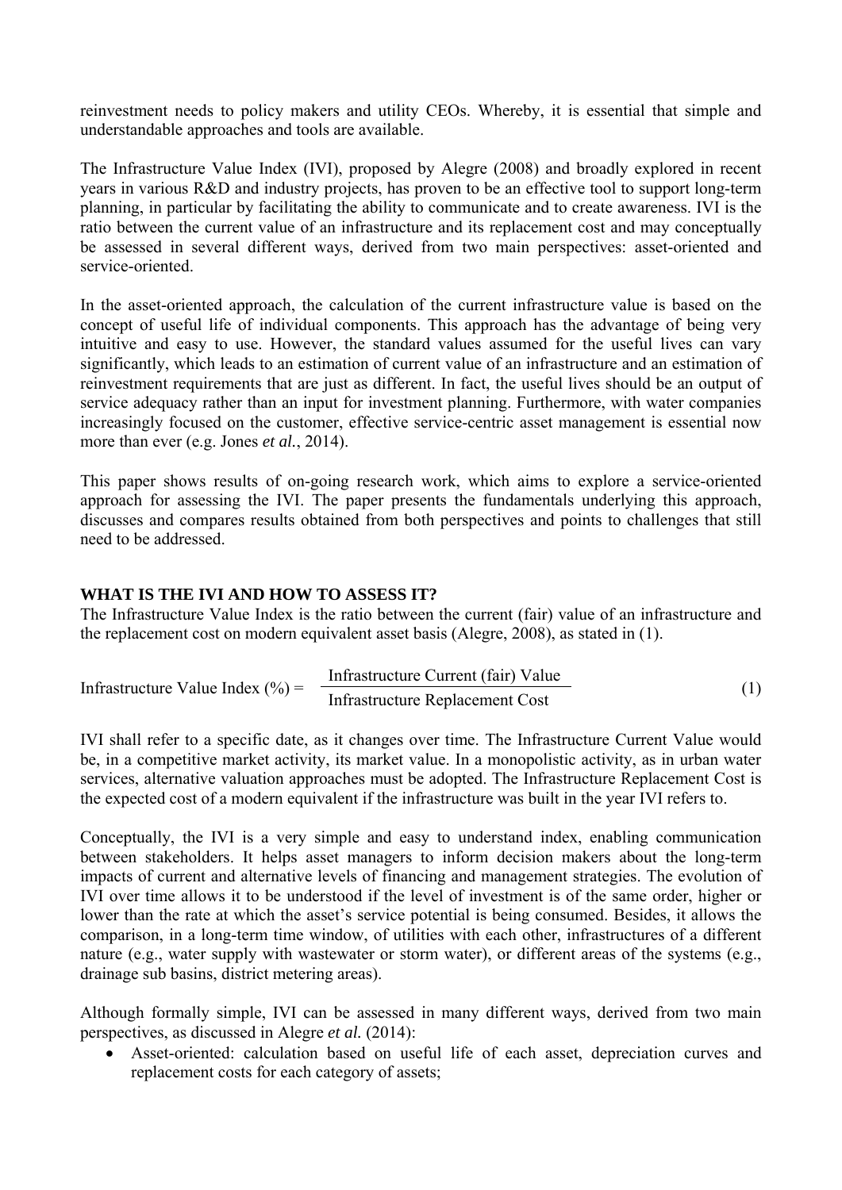reinvestment needs to policy makers and utility CEOs. Whereby, it is essential that simple and understandable approaches and tools are available.

The Infrastructure Value Index (IVI), proposed by Alegre (2008) and broadly explored in recent years in various R&D and industry projects, has proven to be an effective tool to support long-term planning, in particular by facilitating the ability to communicate and to create awareness. IVI is the ratio between the current value of an infrastructure and its replacement cost and may conceptually be assessed in several different ways, derived from two main perspectives: asset-oriented and service-oriented.

In the asset-oriented approach, the calculation of the current infrastructure value is based on the concept of useful life of individual components. This approach has the advantage of being very intuitive and easy to use. However, the standard values assumed for the useful lives can vary significantly, which leads to an estimation of current value of an infrastructure and an estimation of reinvestment requirements that are just as different. In fact, the useful lives should be an output of service adequacy rather than an input for investment planning. Furthermore, with water companies increasingly focused on the customer, effective service-centric asset management is essential now more than ever (e.g. Jones *et al.*, 2014).

This paper shows results of on-going research work, which aims to explore a service-oriented approach for assessing the IVI. The paper presents the fundamentals underlying this approach, discusses and compares results obtained from both perspectives and points to challenges that still need to be addressed.

## WHAT IS THE IVI AND HOW TO ASSESS IT?

The Infrastructure Value Index is the ratio between the current (fair) value of an infrastructure and the replacement cost on modern equivalent asset basis (Alegre, 2008), as stated in (1).

$$\text{Infrastructure Value Index (\%)} = \frac{\text{Infrastructure Current (fair) Value}}{\text{Infrastructure Replacement Cost}} \tag{1}$$

IVI shall refer to a specific date, as it changes over time. The Infrastructure Current Value would be, in a competitive market activity, its market value. In a monopolistic activity, as in urban water services, alternative valuation approaches must be adopted. The Infrastructure Replacement Cost is the expected cost of a modern equivalent if the infrastructure was built in the year IVI refers to.

Conceptually, the IVI is a very simple and easy to understand index, enabling communication between stakeholders. It helps asset managers to inform decision makers about the long-term impacts of current and alternative levels of financing and management strategies. The evolution of IVI over time allows it to be understood if the level of investment is of the same order, higher or lower than the rate at which the asset's service potential is being consumed. Besides, it allows the comparison, in a long-term time window, of utilities with each other, infrastructures of a different nature (e.g., water supply with wastewater or storm water), or different areas of the systems (e.g., drainage sub basins, district metering areas).

Although formally simple, IVI can be assessed in many different ways, derived from two main perspectives, as discussed in Alegre *et al.* (2014):

- Asset-oriented: calculation based on useful life of each asset, depreciation curves and replacement costs for each category of assets;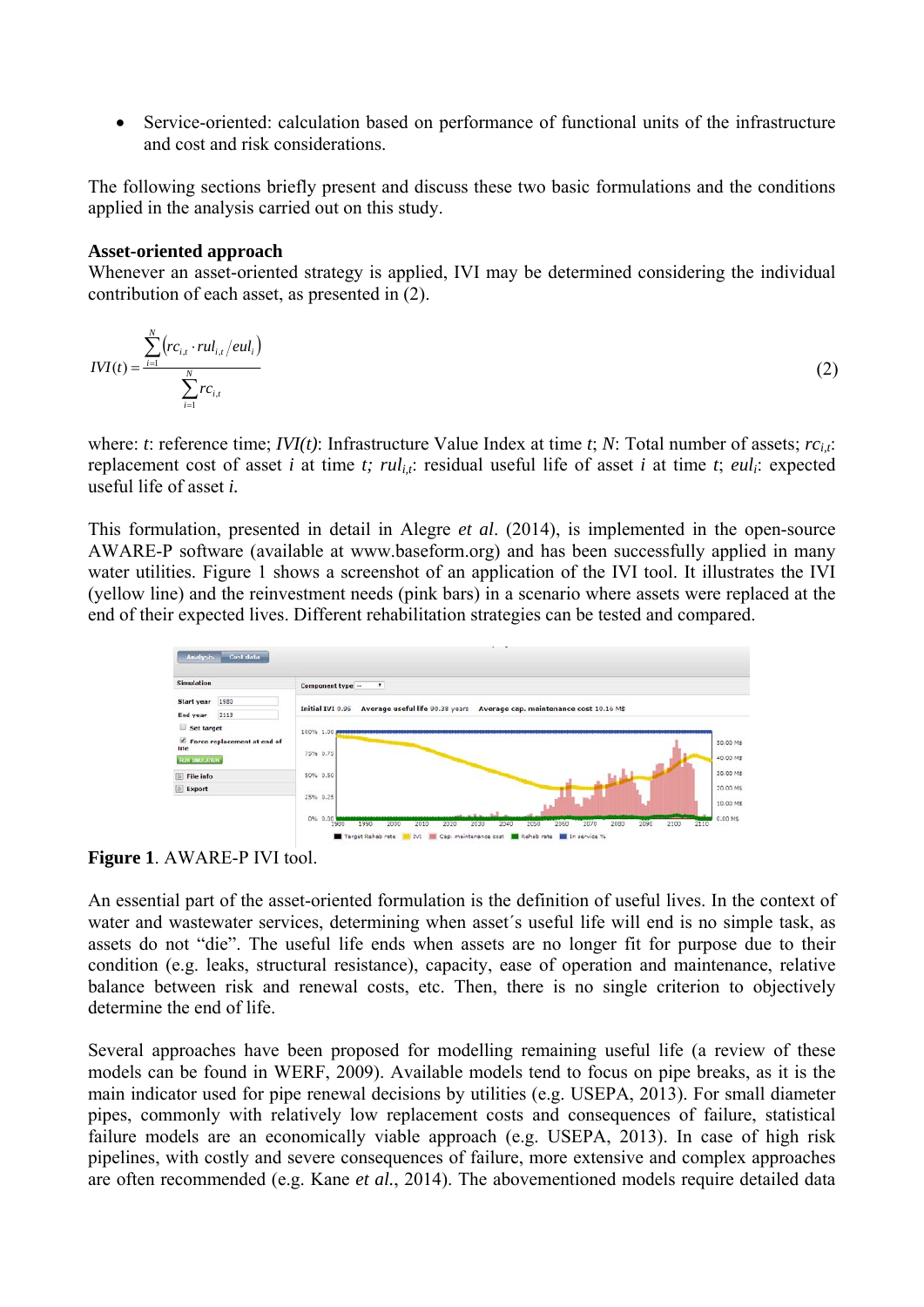- Service-oriented: calculation based on performance of functional units of the infrastructure and cost and risk considerations.

The following sections briefly present and discuss these two basic formulations and the conditions applied in the analysis carried out on this study.

**Asset-oriented approach**

Whenever an asset-oriented strategy is applied, IVI may be determined considering the individual contribution of each asset, as presented in (2).

$$IVI(t) = \frac{\sum_{i=1}^{N} \left( rc_{i,t} \cdot rul_{i,t} / eul_i \right)}{\sum_{i=1}^{N} rc_{i,t}} \tag{2}$$

where: $t$: reference time; $IVI(t)$: Infrastructure Value Index at time $t$; $N$: Total number of assets; $rc_{i,t}$: replacement cost of asset $i$ at time $t$; $rul_{i,t}$: residual useful life of asset $i$ at time $t$; $eul_i$: expected useful life of asset $i$.

This formulation, presented in detail in Alegre *et al*. (2014), is implemented in the open-source AWARE-P software (available at www.baseform.org) and has been successfully applied in many water utilities. Figure 1 shows a screenshot of an application of the IVI tool. It illustrates the IVI (yellow line) and the reinvestment needs (pink bars) in a scenario where assets were replaced at the end of their expected lives. Different rehabilitation strategies can be tested and compared.

**Figure 1**. AWARE-P IVI tool.

An essential part of the asset-oriented formulation is the definition of useful lives. In the context of water and wastewater services, determining when asset´s useful life will end is no simple task, as assets do not "die". The useful life ends when assets are no longer fit for purpose due to their condition (e.g. leaks, structural resistance), capacity, ease of operation and maintenance, relative balance between risk and renewal costs, etc. Then, there is no single criterion to objectively determine the end of life.

Several approaches have been proposed for modelling remaining useful life (a review of these models can be found in WERF, 2009). Available models tend to focus on pipe breaks, as it is the main indicator used for pipe renewal decisions by utilities (e.g. USEPA, 2013). For small diameter pipes, commonly with relatively low replacement costs and consequences of failure, statistical failure models are an economically viable approach (e.g. USEPA, 2013). In case of high risk pipelines, with costly and severe consequences of failure, more extensive and complex approaches are often recommended (e.g. Kane *et al.*, 2014). The abovementioned models require detailed data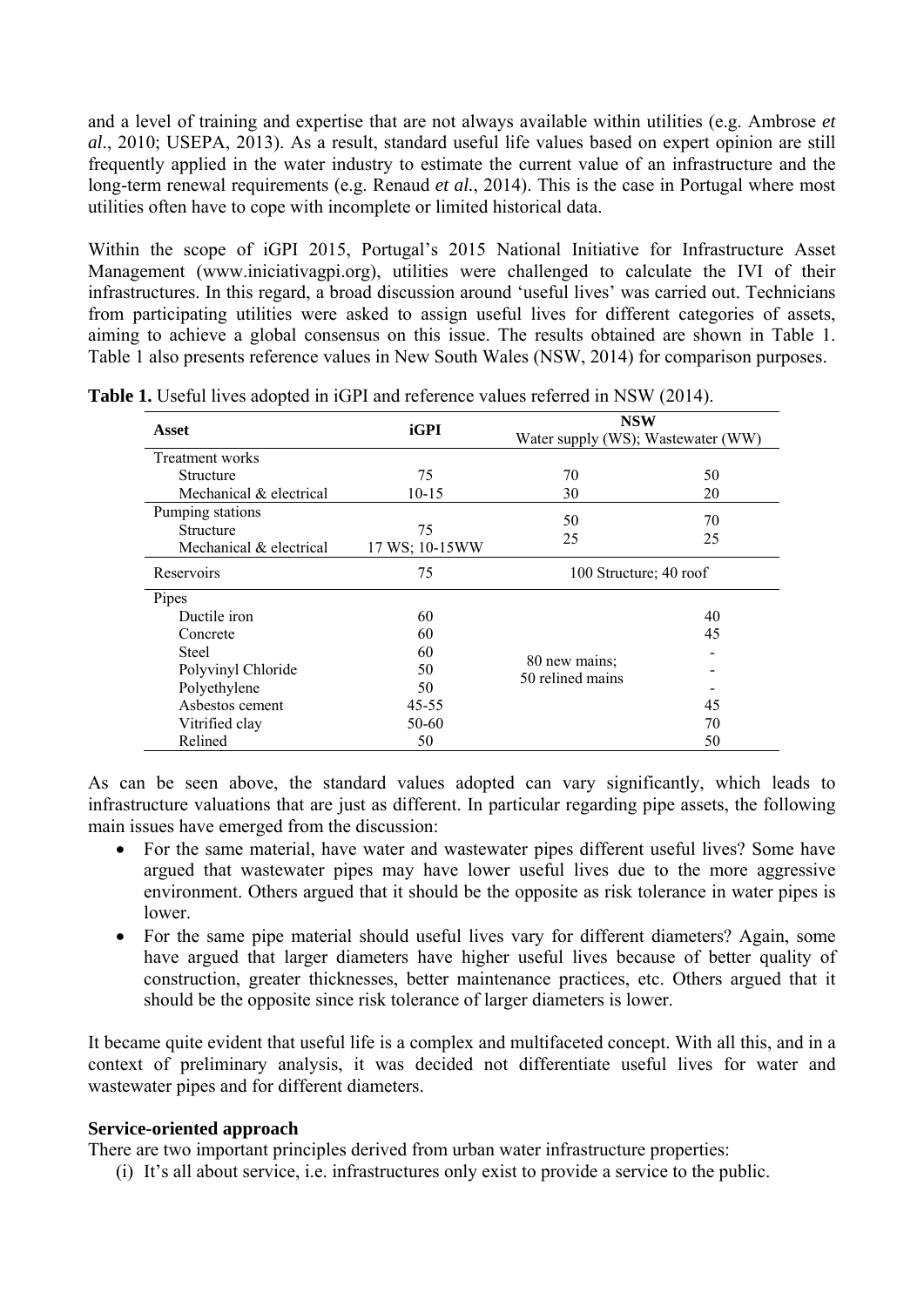and a level of training and expertise that are not always available within utilities (e.g. Ambrose *et al*., 2010; USEPA, 2013). As a result, standard useful life values based on expert opinion are still frequently applied in the water industry to estimate the current value of an infrastructure and the long-term renewal requirements (e.g. Renaud *et al.*, 2014). This is the case in Portugal where most utilities often have to cope with incomplete or limited historical data.

Within the scope of iGPI 2015, Portugal's 2015 National Initiative for Infrastructure Asset Management (www.iniciativagpi.org), utilities were challenged to calculate the IVI of their infrastructures. In this regard, a broad discussion around 'useful lives' was carried out. Technicians from participating utilities were asked to assign useful lives for different categories of assets, aiming to achieve a global consensus on this issue. The results obtained are shown in Table 1. Table 1 also presents reference values in New South Wales (NSW, 2014) for comparison purposes.

**Table 1.** Useful lives adopted in iGPI and reference values referred in NSW (2014).

| Asset | iGPI | NSW Water supply (WS); Wastewater (WW) | |
|---|---|---|---|
| Treatment works | | | |
| Structure | 75 | 70 | 50 |
| Mechanical & electrical | 10-15 | 30 | 20 |
| Pumping stations | | | |
| Structure | 75 | 50 | 70 |
| Mechanical & electrical | 17 WS; 10-15WW | 25 | 25 |
| Reservoirs | 75 | 100 Structure; 40 roof | |
| Pipes | | | |
| Ductile iron | 60 | 80 new mains; 50 relined mains | 40 |
| Concrete | 60 | | 45 |
| Steel | 60 | | - |
| Polyvinyl Chloride | 50 | | - |
| Polyethylene | 50 | | - |
| Asbestos cement | 45-55 | | 45 |
| Vitrified clay | 50-60 | | 70 |
| Relined | 50 | | 50 |

As can be seen above, the standard values adopted can vary significantly, which leads to infrastructure valuations that are just as different. In particular regarding pipe assets, the following main issues have emerged from the discussion:

- For the same material, have water and wastewater pipes different useful lives? Some have argued that wastewater pipes may have lower useful lives due to the more aggressive environment. Others argued that it should be the opposite as risk tolerance in water pipes is lower.
- For the same pipe material should useful lives vary for different diameters? Again, some have argued that larger diameters have higher useful lives because of better quality of construction, greater thicknesses, better maintenance practices, etc. Others argued that it should be the opposite since risk tolerance of larger diameters is lower.

It became quite evident that useful life is a complex and multifaceted concept. With all this, and in a context of preliminary analysis, it was decided not differentiate useful lives for water and wastewater pipes and for different diameters.

**Service-oriented approach**

There are two important principles derived from urban water infrastructure properties:

(i) It's all about service, i.e. infrastructures only exist to provide a service to the public.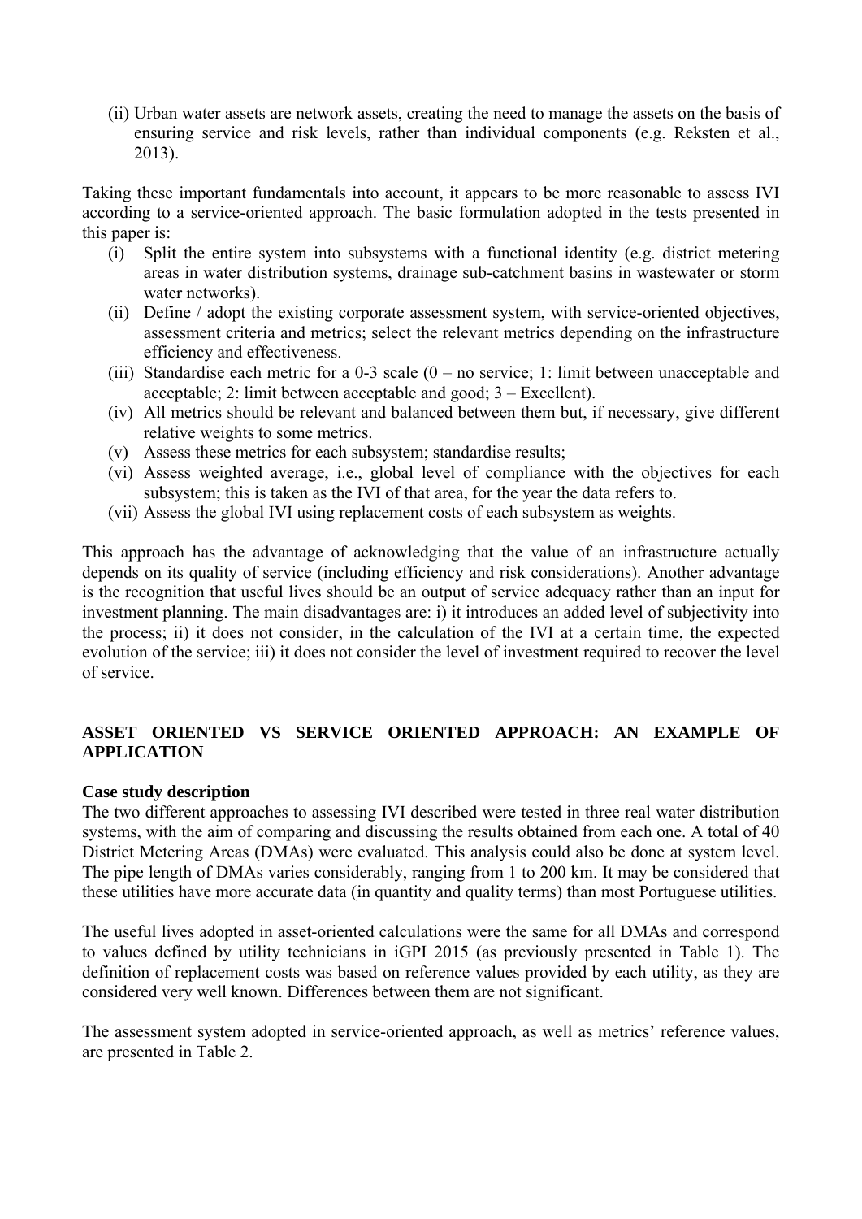(ii) Urban water assets are network assets, creating the need to manage the assets on the basis of ensuring service and risk levels, rather than individual components (e.g. Reksten et al., 2013).

Taking these important fundamentals into account, it appears to be more reasonable to assess IVI according to a service-oriented approach. The basic formulation adopted in the tests presented in this paper is:

(i) Split the entire system into subsystems with a functional identity (e.g. district metering areas in water distribution systems, drainage sub-catchment basins in wastewater or storm water networks).
(ii) Define / adopt the existing corporate assessment system, with service-oriented objectives, assessment criteria and metrics; select the relevant metrics depending on the infrastructure efficiency and effectiveness.
(iii) Standardise each metric for a 0-3 scale (0 – no service; 1: limit between unacceptable and acceptable; 2: limit between acceptable and good; 3 – Excellent).
(iv) All metrics should be relevant and balanced between them but, if necessary, give different relative weights to some metrics.
(v) Assess these metrics for each subsystem; standardise results;
(vi) Assess weighted average, i.e., global level of compliance with the objectives for each subsystem; this is taken as the IVI of that area, for the year the data refers to.
(vii) Assess the global IVI using replacement costs of each subsystem as weights.

This approach has the advantage of acknowledging that the value of an infrastructure actually depends on its quality of service (including efficiency and risk considerations). Another advantage is the recognition that useful lives should be an output of service adequacy rather than an input for investment planning. The main disadvantages are: i) it introduces an added level of subjectivity into the process; ii) it does not consider, in the calculation of the IVI at a certain time, the expected evolution of the service; iii) it does not consider the level of investment required to recover the level of service.

## ASSET ORIENTED VS SERVICE ORIENTED APPROACH: AN EXAMPLE OF APPLICATION

### Case study description

The two different approaches to assessing IVI described were tested in three real water distribution systems, with the aim of comparing and discussing the results obtained from each one. A total of 40 District Metering Areas (DMAs) were evaluated. This analysis could also be done at system level. The pipe length of DMAs varies considerably, ranging from 1 to 200 km. It may be considered that these utilities have more accurate data (in quantity and quality terms) than most Portuguese utilities.

The useful lives adopted in asset-oriented calculations were the same for all DMAs and correspond to values defined by utility technicians in iGPI 2015 (as previously presented in Table 1). The definition of replacement costs was based on reference values provided by each utility, as they are considered very well known. Differences between them are not significant.

The assessment system adopted in service-oriented approach, as well as metrics' reference values, are presented in Table 2.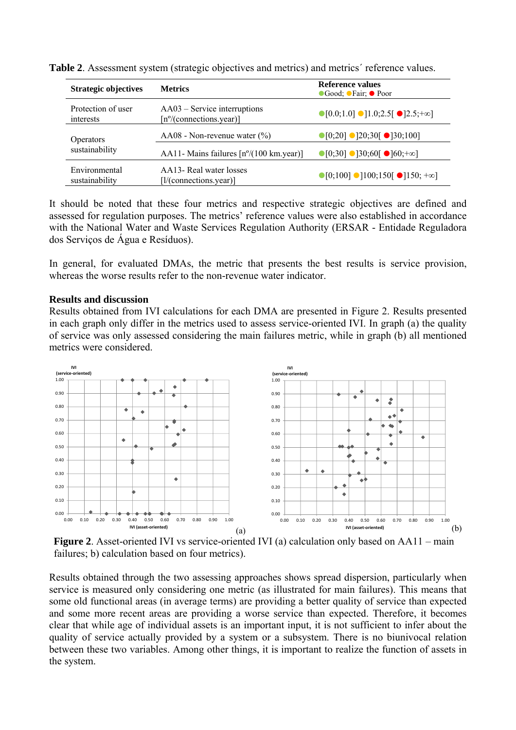**Table 2**. Assessment system (strategic objectives and metrics) and metrics´ reference values.

| Strategic objectives | Metrics | Reference values ●Good; ●Fair; ● Poor |
|---|---|---|
| Protection of user interests | AA03 – Service interruptions [nº/(connections.year)] | ●[0.0;1.0] ●]1.0;2.5[ ●]2.5;+∞] |
| Operators sustainability | AA08 - Non-revenue water (%) | ●[0;20] ●]20;30[ ●]30;100] |
| | AA11- Mains failures [nº/(100 km.year)] | ●[0;30] ●]30;60[ ●]60;+∞] |
| Environmental sustainability | AA13- Real water losses [l/(connections.year)] | ●[0;100] ●]100;150[ ●]150; +∞] |

It should be noted that these four metrics and respective strategic objectives are defined and assessed for regulation purposes. The metrics' reference values were also established in accordance with the National Water and Waste Services Regulation Authority (ERSAR - Entidade Reguladora dos Serviços de Água e Resíduos).

In general, for evaluated DMAs, the metric that presents the best results is service provision, whereas the worse results refer to the non-revenue water indicator.

## Results and discussion

Results obtained from IVI calculations for each DMA are presented in Figure 2. Results presented in each graph only differ in the metrics used to assess service-oriented IVI. In graph (a) the quality of service was only assessed considering the main failures metric, while in graph (b) all mentioned metrics were considered.

**Figure 2**. Asset-oriented IVI vs service-oriented IVI (a) calculation only based on AA11 – main failures; b) calculation based on four metrics).

Results obtained through the two assessing approaches shows spread dispersion, particularly when service is measured only considering one metric (as illustrated for main failures). This means that some old functional areas (in average terms) are providing a better quality of service than expected and some more recent areas are providing a worse service than expected. Therefore, it becomes clear that while age of individual assets is an important input, it is not sufficient to infer about the quality of service actually provided by a system or a subsystem. There is no biunivocal relation between these two variables. Among other things, it is important to realize the function of assets in the system.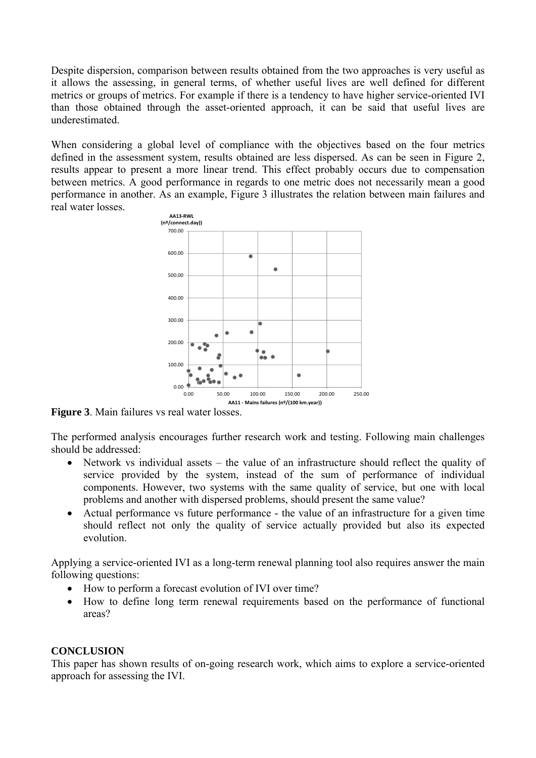Despite dispersion, comparison between results obtained from the two approaches is very useful as it allows the assessing, in general terms, of whether useful lives are well defined for different metrics or groups of metrics. For example if there is a tendency to have higher service-oriented IVI than those obtained through the asset-oriented approach, it can be said that useful lives are underestimated.

When considering a global level of compliance with the objectives based on the four metrics defined in the assessment system, results obtained are less dispersed. As can be seen in Figure 2, results appear to present a more linear trend. This effect probably occurs due to compensation between metrics. A good performance in regards to one metric does not necessarily mean a good performance in another. As an example, Figure 3 illustrates the relation between main failures and real water losses.

**Figure 3**. Main failures vs real water losses.

The performed analysis encourages further research work and testing. Following main challenges should be addressed:

- Network vs individual assets – the value of an infrastructure should reflect the quality of service provided by the system, instead of the sum of performance of individual components. However, two systems with the same quality of service, but one with local problems and another with dispersed problems, should present the same value?
- Actual performance vs future performance - the value of an infrastructure for a given time should reflect not only the quality of service actually provided but also its expected evolution.

Applying a service-oriented IVI as a long-term renewal planning tool also requires answer the main following questions:

- How to perform a forecast evolution of IVI over time?
- How to define long term renewal requirements based on the performance of functional areas?

**CONCLUSION**

This paper has shown results of on-going research work, which aims to explore a service-oriented approach for assessing the IVI.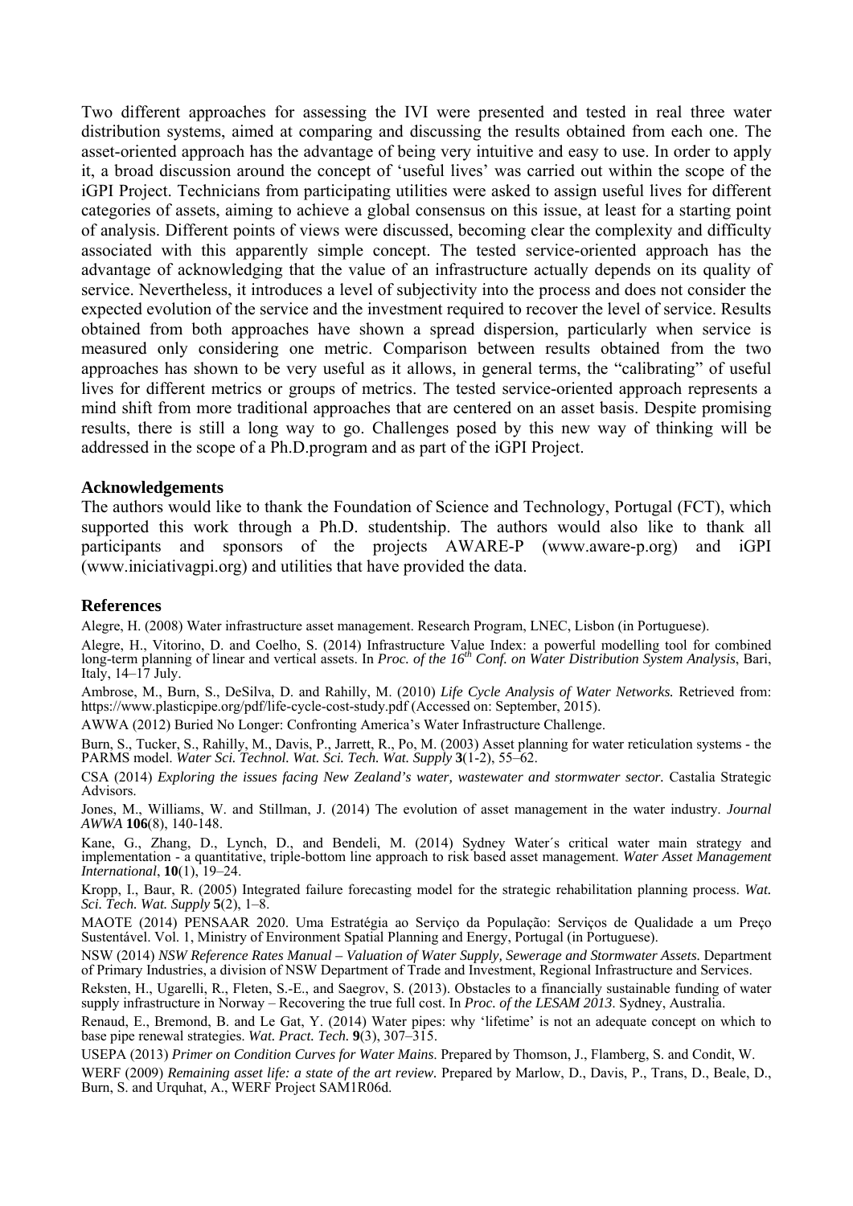Two different approaches for assessing the IVI were presented and tested in real three water distribution systems, aimed at comparing and discussing the results obtained from each one. The asset-oriented approach has the advantage of being very intuitive and easy to use. In order to apply it, a broad discussion around the concept of 'useful lives' was carried out within the scope of the iGPI Project. Technicians from participating utilities were asked to assign useful lives for different categories of assets, aiming to achieve a global consensus on this issue, at least for a starting point of analysis. Different points of views were discussed, becoming clear the complexity and difficulty associated with this apparently simple concept. The tested service-oriented approach has the advantage of acknowledging that the value of an infrastructure actually depends on its quality of service. Nevertheless, it introduces a level of subjectivity into the process and does not consider the expected evolution of the service and the investment required to recover the level of service. Results obtained from both approaches have shown a spread dispersion, particularly when service is measured only considering one metric. Comparison between results obtained from the two approaches has shown to be very useful as it allows, in general terms, the "calibrating" of useful lives for different metrics or groups of metrics. The tested service-oriented approach represents a mind shift from more traditional approaches that are centered on an asset basis. Despite promising results, there is still a long way to go. Challenges posed by this new way of thinking will be addressed in the scope of a Ph.D.program and as part of the iGPI Project.

## Acknowledgements

The authors would like to thank the Foundation of Science and Technology, Portugal (FCT), which supported this work through a Ph.D. studentship. The authors would also like to thank all participants and sponsors of the projects AWARE-P (www.aware-p.org) and iGPI (www.iniciativagpi.org) and utilities that have provided the data.

## References

Alegre, H. (2008) Water infrastructure asset management. Research Program, LNEC, Lisbon (in Portuguese).

Alegre, H., Vitorino, D. and Coelho, S. (2014) Infrastructure Value Index: a powerful modelling tool for combined long-term planning of linear and vertical assets. In *Proc. of the 16th Conf. on Water Distribution System Analysis*, Bari, Italy, 14–17 July.

Ambrose, M., Burn, S., DeSilva, D. and Rahilly, M. (2010) *Life Cycle Analysis of Water Networks.* Retrieved from: https://www.plasticpipe.org/pdf/life-cycle-cost-study.pdf (Accessed on: September, 2015).

AWWA (2012) Buried No Longer: Confronting America's Water Infrastructure Challenge.

Burn, S., Tucker, S., Rahilly, M., Davis, P., Jarrett, R., Po, M. (2003) Asset planning for water reticulation systems - the PARMS model. *Water Sci. Technol. Wat. Sci. Tech. Wat. Supply* **3**(1-2), 55–62.

CSA (2014) *Exploring the issues facing New Zealand's water, wastewater and stormwater sector.* Castalia Strategic Advisors.

Jones, M., Williams, W. and Stillman, J. (2014) The evolution of asset management in the water industry. *Journal AWWA* **106**(8), 140-148.

Kane, G., Zhang, D., Lynch, D., and Bendeli, M. (2014) Sydney Water´s critical water main strategy and implementation - a quantitative, triple-bottom line approach to risk based asset management. *Water Asset Management International*, **10**(1), 19–24.

Kropp, I., Baur, R. (2005) Integrated failure forecasting model for the strategic rehabilitation planning process. *Wat. Sci. Tech. Wat. Supply* **5**(2), 1–8.

MAOTE (2014) PENSAAR 2020. Uma Estratégia ao Serviço da População: Serviços de Qualidade a um Preço Sustentável. Vol. 1, Ministry of Environment Spatial Planning and Energy, Portugal (in Portuguese).

NSW (2014) *NSW Reference Rates Manual – Valuation of Water Supply, Sewerage and Stormwater Assets.* Department of Primary Industries, a division of NSW Department of Trade and Investment, Regional Infrastructure and Services.

Reksten, H., Ugarelli, R., Fleten, S.-E., and Saegrov, S. (2013). Obstacles to a financially sustainable funding of water supply infrastructure in Norway – Recovering the true full cost. In *Proc. of the LESAM 2013*. Sydney, Australia.

Renaud, E., Bremond, B. and Le Gat, Y. (2014) Water pipes: why 'lifetime' is not an adequate concept on which to base pipe renewal strategies. *Wat. Pract. Tech.* **9**(3), 307–315.

USEPA (2013) *Primer on Condition Curves for Water Mains*. Prepared by Thomson, J., Flamberg, S. and Condit, W.

WERF (2009) *Remaining asset life: a state of the art review.* Prepared by Marlow, D., Davis, P., Trans, D., Beale, D., Burn, S. and Urquhat, A., WERF Project SAM1R06d.